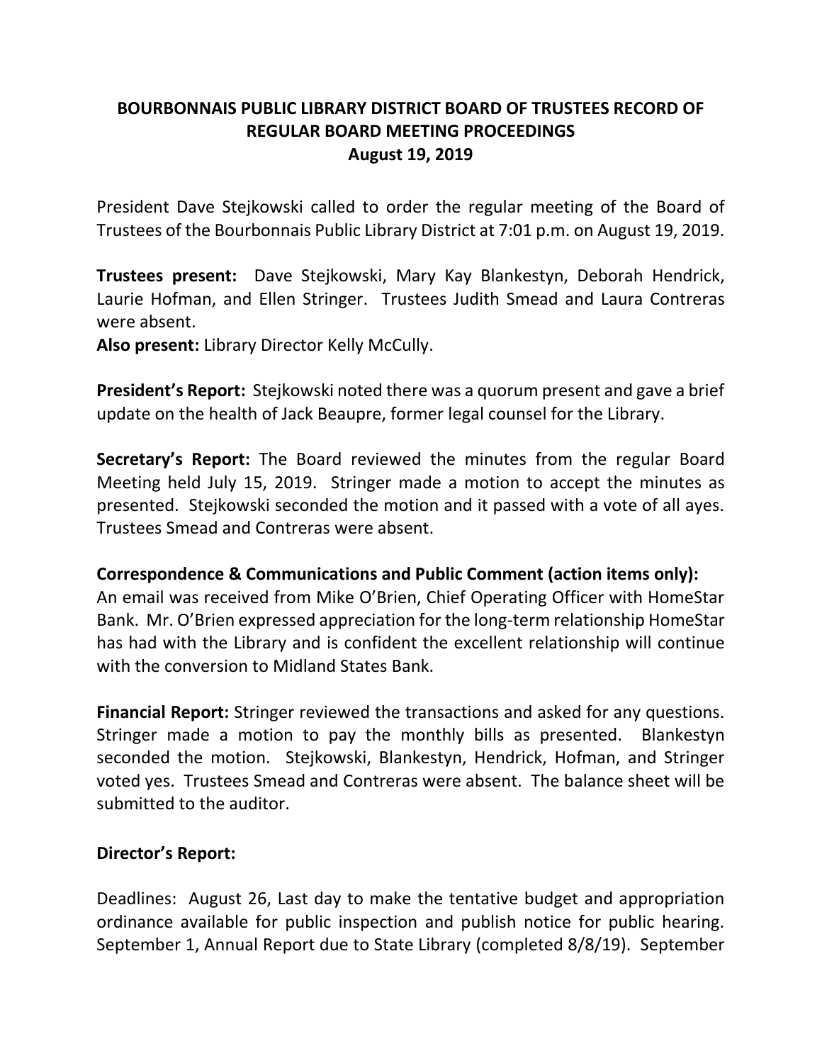# BOURBONNAIS PUBLIC LIBRARY DISTRICT BOARD OF TRUSTEES RECORD OF REGULAR BOARD MEETING PROCEEDINGS

**August 19, 2019**

President Dave Stejkowski called to order the regular meeting of the Board of Trustees of the Bourbonnais Public Library District at 7:01 p.m. on August 19, 2019.

**Trustees present:** Dave Stejkowski, Mary Kay Blankestyn, Deborah Hendrick, Laurie Hofman, and Ellen Stringer. Trustees Judith Smead and Laura Contreras were absent.

**Also present:** Library Director Kelly McCully.

**President's Report:** Stejkowski noted there was a quorum present and gave a brief update on the health of Jack Beaupre, former legal counsel for the Library.

**Secretary's Report:** The Board reviewed the minutes from the regular Board Meeting held July 15, 2019. Stringer made a motion to accept the minutes as presented. Stejkowski seconded the motion and it passed with a vote of all ayes. Trustees Smead and Contreras were absent.

**Correspondence & Communications and Public Comment (action items only):**

An email was received from Mike O'Brien, Chief Operating Officer with HomeStar Bank. Mr. O'Brien expressed appreciation for the long-term relationship HomeStar has had with the Library and is confident the excellent relationship will continue with the conversion to Midland States Bank.

**Financial Report:** Stringer reviewed the transactions and asked for any questions. Stringer made a motion to pay the monthly bills as presented. Blankestyn seconded the motion. Stejkowski, Blankestyn, Hendrick, Hofman, and Stringer voted yes. Trustees Smead and Contreras were absent. The balance sheet will be submitted to the auditor.

**Director's Report:**

Deadlines: August 26, Last day to make the tentative budget and appropriation ordinance available for public inspection and publish notice for public hearing. September 1, Annual Report due to State Library (completed 8/8/19). September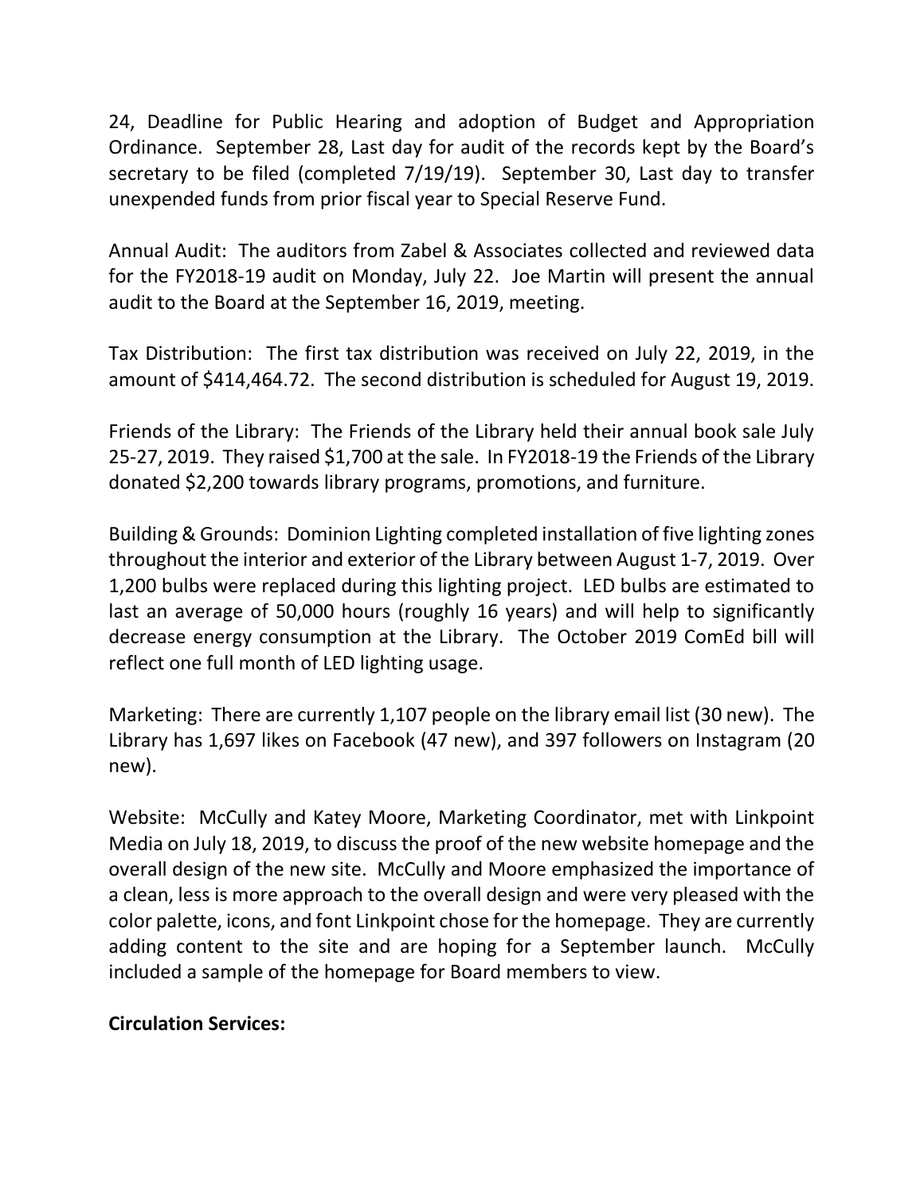24, Deadline for Public Hearing and adoption of Budget and Appropriation Ordinance. September 28, Last day for audit of the records kept by the Board's secretary to be filed (completed 7/19/19). September 30, Last day to transfer unexpended funds from prior fiscal year to Special Reserve Fund.

Annual Audit: The auditors from Zabel & Associates collected and reviewed data for the FY2018-19 audit on Monday, July 22. Joe Martin will present the annual audit to the Board at the September 16, 2019, meeting.

Tax Distribution: The first tax distribution was received on July 22, 2019, in the amount of $414,464.72. The second distribution is scheduled for August 19, 2019.

Friends of the Library: The Friends of the Library held their annual book sale July 25-27, 2019. They raised $1,700 at the sale. In FY2018-19 the Friends of the Library donated $2,200 towards library programs, promotions, and furniture.

Building & Grounds: Dominion Lighting completed installation of five lighting zones throughout the interior and exterior of the Library between August 1-7, 2019. Over 1,200 bulbs were replaced during this lighting project. LED bulbs are estimated to last an average of 50,000 hours (roughly 16 years) and will help to significantly decrease energy consumption at the Library. The October 2019 ComEd bill will reflect one full month of LED lighting usage.

Marketing: There are currently 1,107 people on the library email list (30 new). The Library has 1,697 likes on Facebook (47 new), and 397 followers on Instagram (20 new).

Website: McCully and Katey Moore, Marketing Coordinator, met with Linkpoint Media on July 18, 2019, to discuss the proof of the new website homepage and the overall design of the new site. McCully and Moore emphasized the importance of a clean, less is more approach to the overall design and were very pleased with the color palette, icons, and font Linkpoint chose for the homepage. They are currently adding content to the site and are hoping for a September launch. McCully included a sample of the homepage for Board members to view.

**Circulation Services:**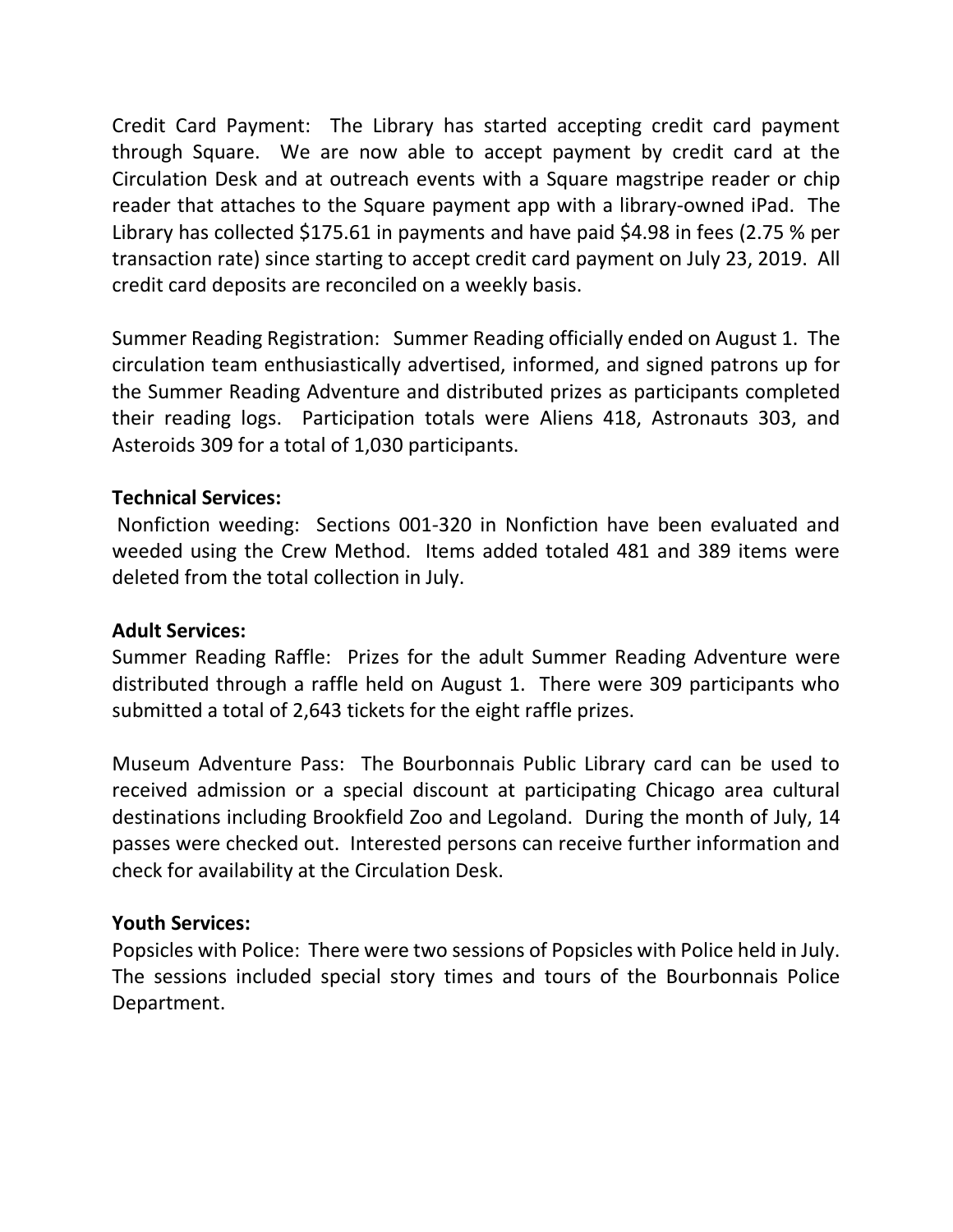Credit Card Payment: The Library has started accepting credit card payment through Square. We are now able to accept payment by credit card at the Circulation Desk and at outreach events with a Square magstripe reader or chip reader that attaches to the Square payment app with a library-owned iPad. The Library has collected $175.61 in payments and have paid $4.98 in fees (2.75 % per transaction rate) since starting to accept credit card payment on July 23, 2019. All credit card deposits are reconciled on a weekly basis.

Summer Reading Registration: Summer Reading officially ended on August 1. The circulation team enthusiastically advertised, informed, and signed patrons up for the Summer Reading Adventure and distributed prizes as participants completed their reading logs. Participation totals were Aliens 418, Astronauts 303, and Asteroids 309 for a total of 1,030 participants.

**Technical Services:**

Nonfiction weeding: Sections 001-320 in Nonfiction have been evaluated and weeded using the Crew Method. Items added totaled 481 and 389 items were deleted from the total collection in July.

**Adult Services:**

Summer Reading Raffle: Prizes for the adult Summer Reading Adventure were distributed through a raffle held on August 1. There were 309 participants who submitted a total of 2,643 tickets for the eight raffle prizes.

Museum Adventure Pass: The Bourbonnais Public Library card can be used to received admission or a special discount at participating Chicago area cultural destinations including Brookfield Zoo and Legoland. During the month of July, 14 passes were checked out. Interested persons can receive further information and check for availability at the Circulation Desk.

**Youth Services:**

Popsicles with Police: There were two sessions of Popsicles with Police held in July. The sessions included special story times and tours of the Bourbonnais Police Department.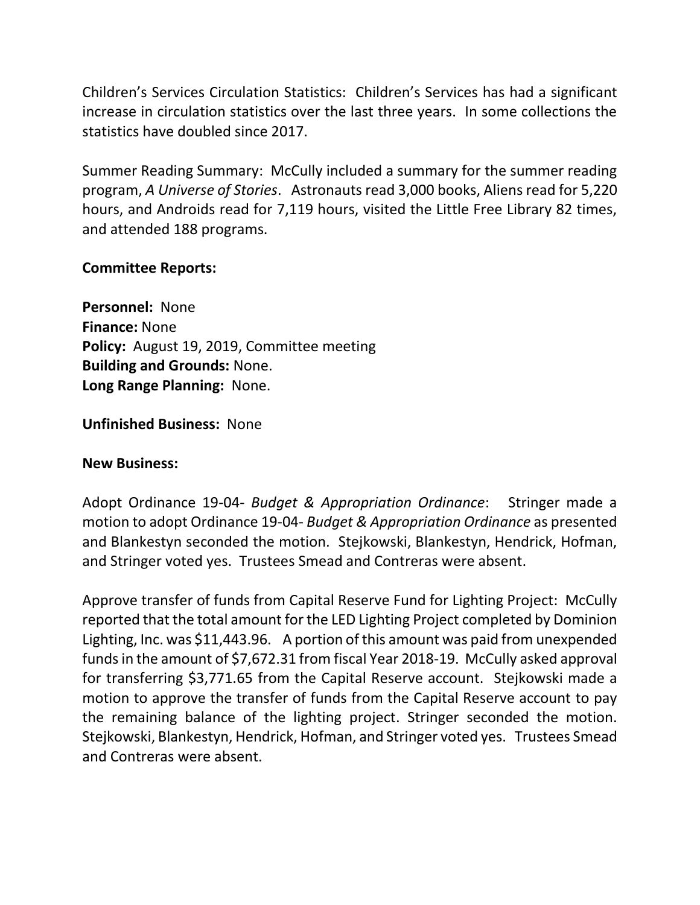Children's Services Circulation Statistics: Children's Services has had a significant increase in circulation statistics over the last three years. In some collections the statistics have doubled since 2017.

Summer Reading Summary: McCully included a summary for the summer reading program, *A Universe of Stories*. Astronauts read 3,000 books, Aliens read for 5,220 hours, and Androids read for 7,119 hours, visited the Little Free Library 82 times, and attended 188 programs.

**Committee Reports:**

**Personnel:** None  
**Finance:** None  
**Policy:** August 19, 2019, Committee meeting  
**Building and Grounds:** None.  
**Long Range Planning:** None.

**Unfinished Business:** None

**New Business:**

Adopt Ordinance 19-04- *Budget & Appropriation Ordinance*: Stringer made a motion to adopt Ordinance 19-04- *Budget & Appropriation Ordinance* as presented and Blankestyn seconded the motion. Stejkowski, Blankestyn, Hendrick, Hofman, and Stringer voted yes. Trustees Smead and Contreras were absent.

Approve transfer of funds from Capital Reserve Fund for Lighting Project: McCully reported that the total amount for the LED Lighting Project completed by Dominion Lighting, Inc. was $11,443.96. A portion of this amount was paid from unexpended funds in the amount of $7,672.31 from fiscal Year 2018-19. McCully asked approval for transferring $3,771.65 from the Capital Reserve account. Stejkowski made a motion to approve the transfer of funds from the Capital Reserve account to pay the remaining balance of the lighting project. Stringer seconded the motion. Stejkowski, Blankestyn, Hendrick, Hofman, and Stringer voted yes. Trustees Smead and Contreras were absent.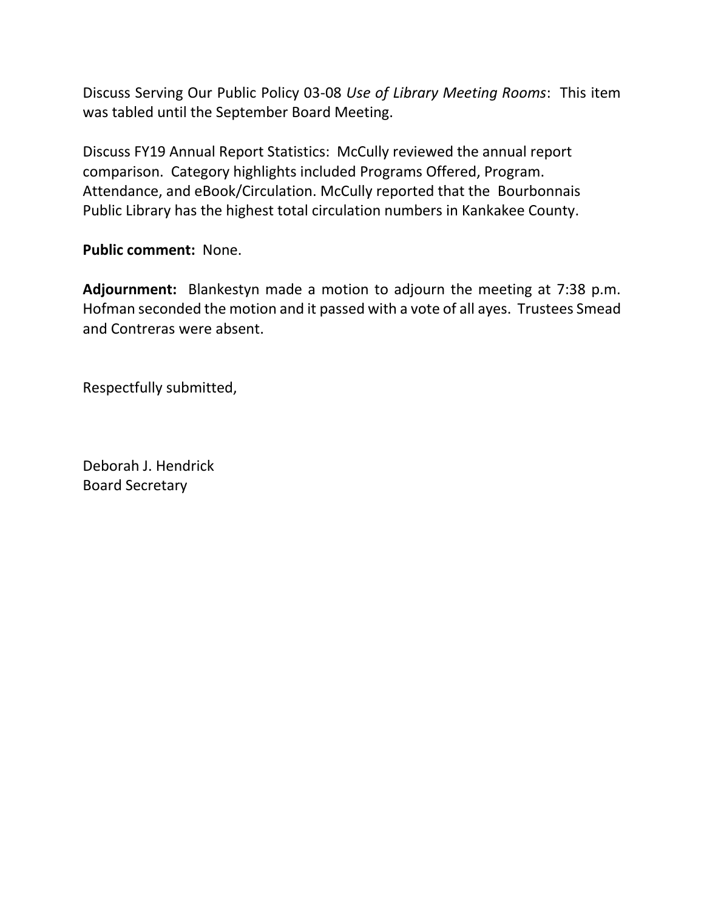Discuss Serving Our Public Policy 03-08 *Use of Library Meeting Rooms*: This item was tabled until the September Board Meeting.

Discuss FY19 Annual Report Statistics: McCully reviewed the annual report comparison. Category highlights included Programs Offered, Program. Attendance, and eBook/Circulation. McCully reported that the Bourbonnais Public Library has the highest total circulation numbers in Kankakee County.

**Public comment:** None.

**Adjournment:** Blankestyn made a motion to adjourn the meeting at 7:38 p.m. Hofman seconded the motion and it passed with a vote of all ayes. Trustees Smead and Contreras were absent.

Respectfully submitted,

Deborah J. Hendrick
Board Secretary